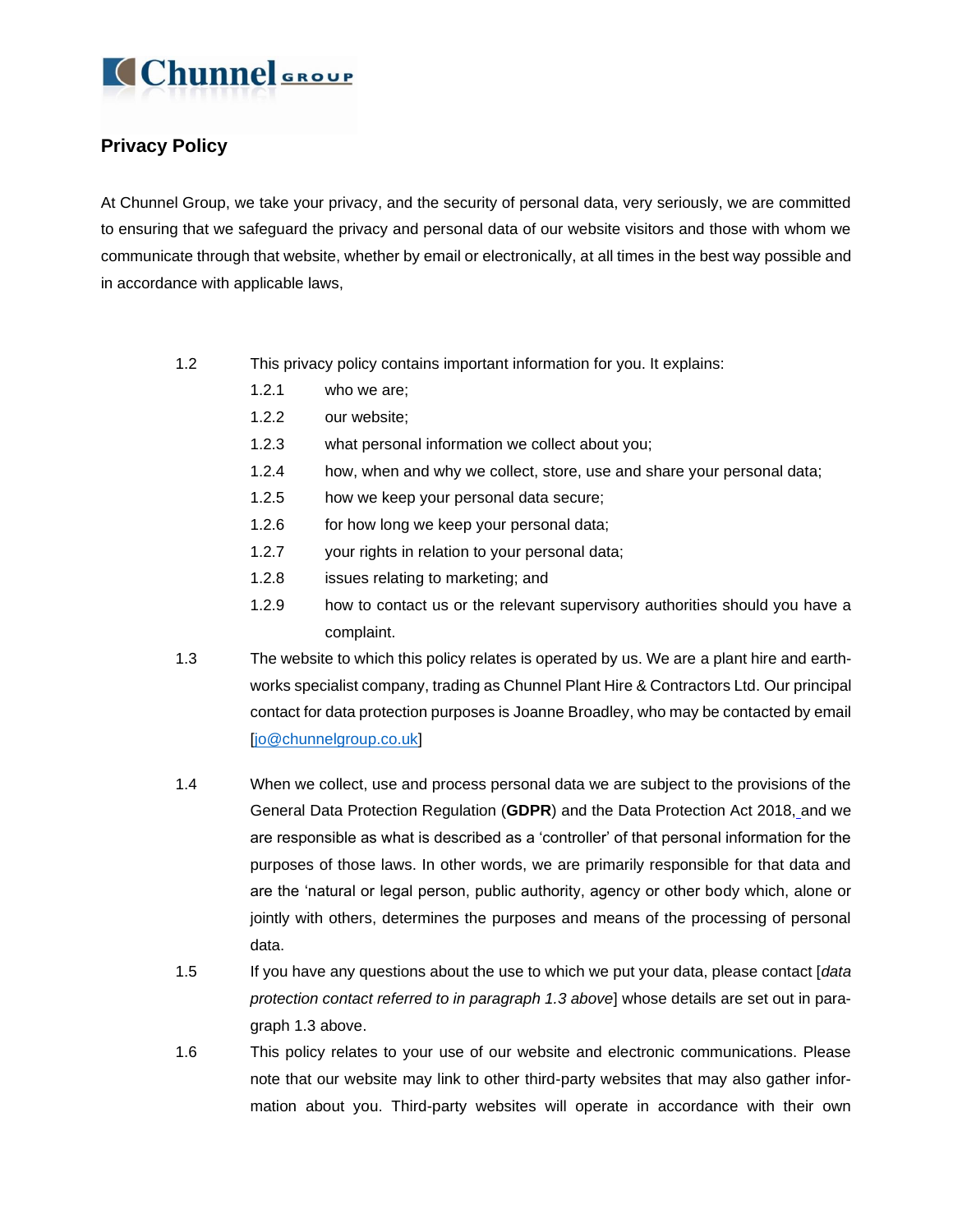Chunnel GROUP

## Privacy Policy

At Chunnel Group, we take your privacy, and the security of personal data, very seriously, we are committed to ensuring that we safeguard the privacy and personal data of our website visitors and those with whom we communicate through that website, whether by email or electronically, at all times in the best way possible and in accordance with applicable laws,

1.2 This privacy policy contains important information for you. It explains:

- 1.2.1 who we are;
- 1.2.2 our website;
- 1.2.3 what personal information we collect about you;
- 1.2.4 how, when and why we collect, store, use and share your personal data;
- 1.2.5 how we keep your personal data secure;
- 1.2.6 for how long we keep your personal data;
- 1.2.7 your rights in relation to your personal data;
- 1.2.8 issues relating to marketing; and
- 1.2.9 how to contact us or the relevant supervisory authorities should you have a complaint.

1.3 The website to which this policy relates is operated by us. We are a plant hire and earth-works specialist company, trading as Chunnel Plant Hire & Contractors Ltd. Our principal contact for data protection purposes is Joanne Broadley, who may be contacted by email [jo@chunnelgroup.co.uk]

1.4 When we collect, use and process personal data we are subject to the provisions of the General Data Protection Regulation (**GDPR**) and the Data Protection Act 2018, and we are responsible as what is described as a 'controller' of that personal information for the purposes of those laws. In other words, we are primarily responsible for that data and are the 'natural or legal person, public authority, agency or other body which, alone or jointly with others, determines the purposes and means of the processing of personal data.

1.5 If you have any questions about the use to which we put your data, please contact [*data protection contact referred to in paragraph 1.3 above*] whose details are set out in paragraph 1.3 above.

1.6 This policy relates to your use of our website and electronic communications. Please note that our website may link to other third-party websites that may also gather information about you. Third-party websites will operate in accordance with their own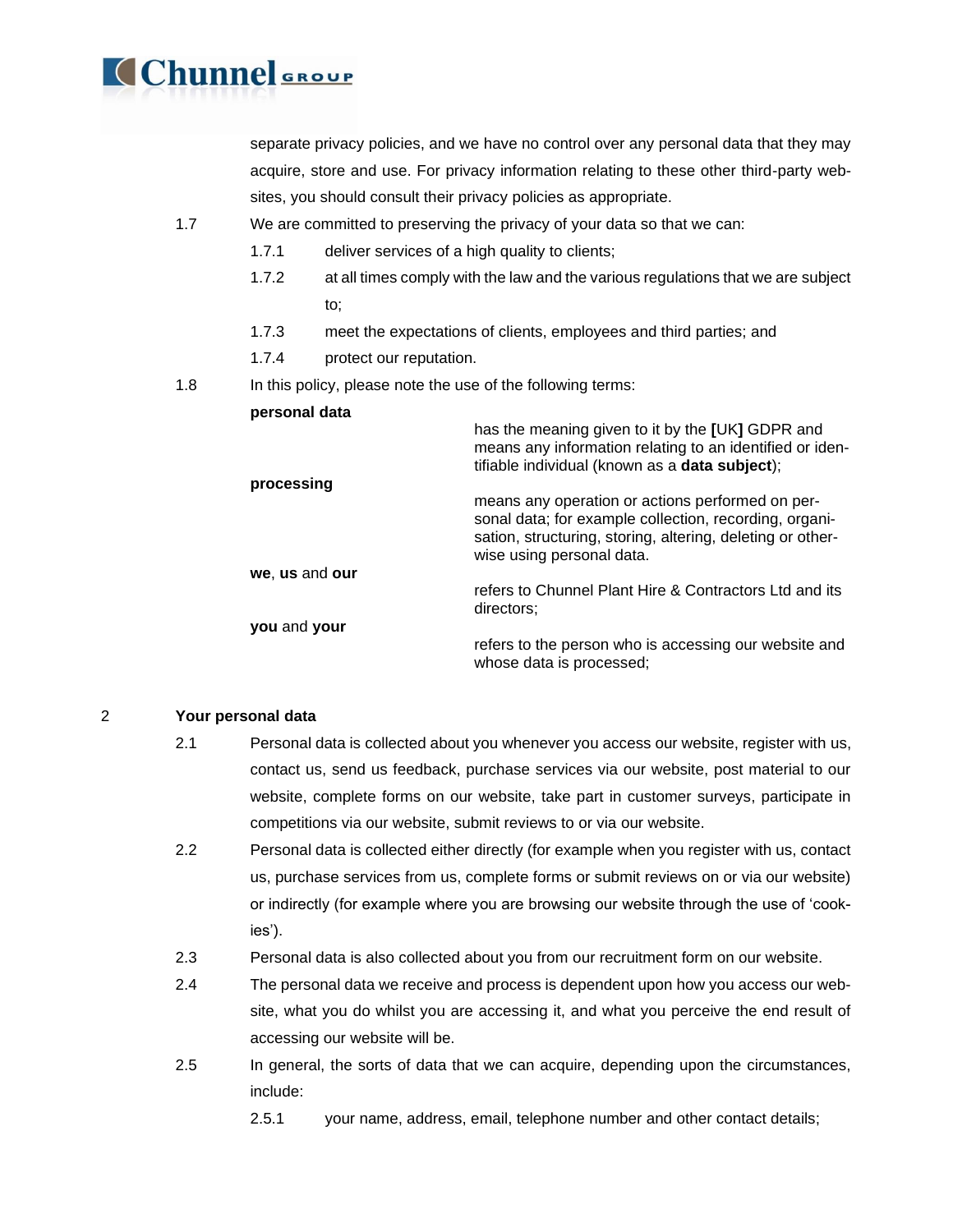separate privacy policies, and we have no control over any personal data that they may acquire, store and use. For privacy information relating to these other third-party websites, you should consult their privacy policies as appropriate.

1.7 We are committed to preserving the privacy of your data so that we can:

1.7.1 deliver services of a high quality to clients;

1.7.2 at all times comply with the law and the various regulations that we are subject to;

1.7.3 meet the expectations of clients, employees and third parties; and

1.7.4 protect our reputation.

1.8 In this policy, please note the use of the following terms:

| | |
|---|---|
| **personal data** | has the meaning given to it by the **[**UK**]** GDPR and means any information relating to an identified or identifiable individual (known as a **data subject**); |
| **processing** | means any operation or actions performed on personal data; for example collection, recording, organisation, structuring, storing, altering, deleting or otherwise using personal data. |
| **we**, **us** and **our** | refers to Chunnel Plant Hire & Contractors Ltd and its directors; |
| **you** and **your** | refers to the person who is accessing our website and whose data is processed; |

## 2 Your personal data

2.1 Personal data is collected about you whenever you access our website, register with us, contact us, send us feedback, purchase services via our website, post material to our website, complete forms on our website, take part in customer surveys, participate in competitions via our website, submit reviews to or via our website.

2.2 Personal data is collected either directly (for example when you register with us, contact us, purchase services from us, complete forms or submit reviews on or via our website) or indirectly (for example where you are browsing our website through the use of 'cookies').

2.3 Personal data is also collected about you from our recruitment form on our website.

2.4 The personal data we receive and process is dependent upon how you access our website, what you do whilst you are accessing it, and what you perceive the end result of accessing our website will be.

2.5 In general, the sorts of data that we can acquire, depending upon the circumstances, include:

2.5.1 your name, address, email, telephone number and other contact details;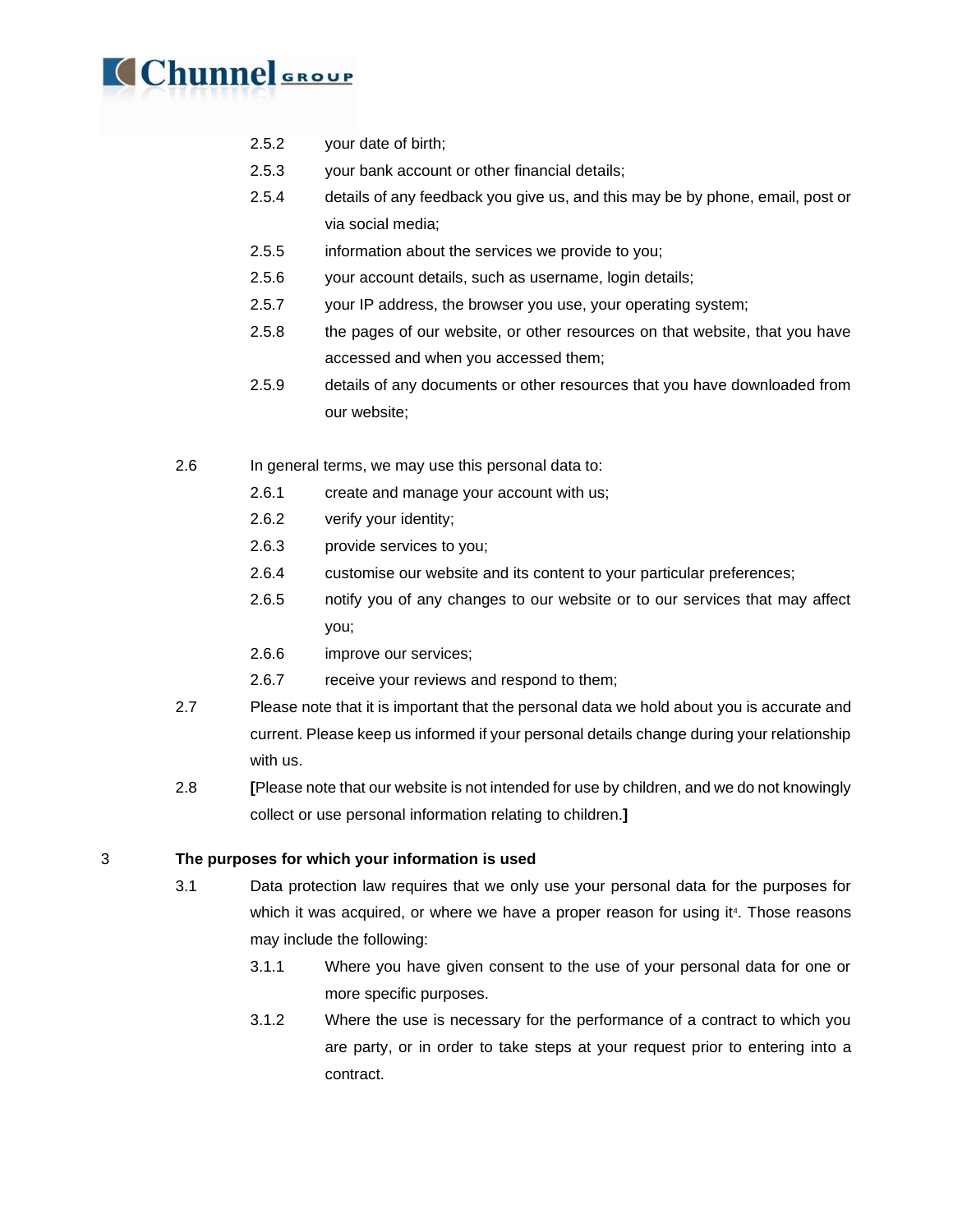2.5.2 your date of birth;

2.5.3 your bank account or other financial details;

2.5.4 details of any feedback you give us, and this may be by phone, email, post or via social media;

2.5.5 information about the services we provide to you;

2.5.6 your account details, such as username, login details;

2.5.7 your IP address, the browser you use, your operating system;

2.5.8 the pages of our website, or other resources on that website, that you have accessed and when you accessed them;

2.5.9 details of any documents or other resources that you have downloaded from our website;

2.6 In general terms, we may use this personal data to:

2.6.1 create and manage your account with us;

2.6.2 verify your identity;

2.6.3 provide services to you;

2.6.4 customise our website and its content to your particular preferences;

2.6.5 notify you of any changes to our website or to our services that may affect you;

2.6.6 improve our services;

2.6.7 receive your reviews and respond to them;

2.7 Please note that it is important that the personal data we hold about you is accurate and current. Please keep us informed if your personal details change during your relationship with us.

2.8 **[**Please note that our website is not intended for use by children, and we do not knowingly collect or use personal information relating to children.**]**

## 3 The purposes for which your information is used

3.1 Data protection law requires that we only use your personal data for the purposes for which it was acquired, or where we have a proper reason for using it[4]. Those reasons may include the following:

3.1.1 Where you have given consent to the use of your personal data for one or more specific purposes.

3.1.2 Where the use is necessary for the performance of a contract to which you are party, or in order to take steps at your request prior to entering into a contract.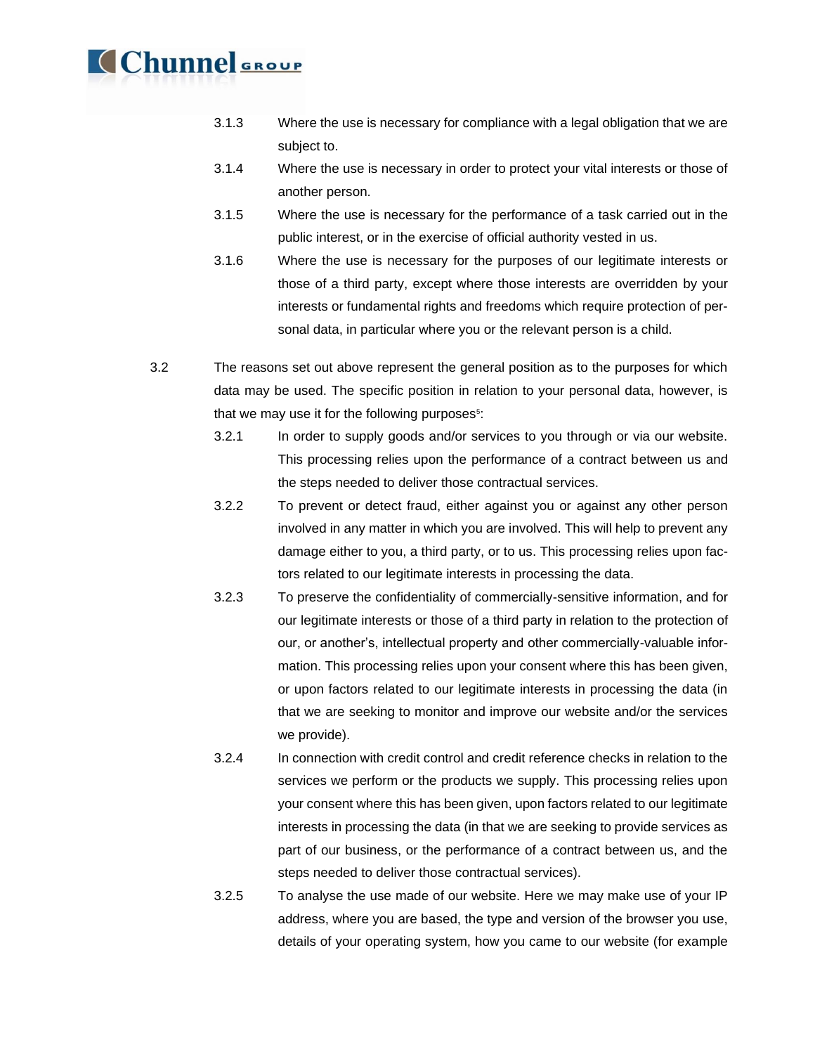3.1.3 Where the use is necessary for compliance with a legal obligation that we are subject to.

3.1.4 Where the use is necessary in order to protect your vital interests or those of another person.

3.1.5 Where the use is necessary for the performance of a task carried out in the public interest, or in the exercise of official authority vested in us.

3.1.6 Where the use is necessary for the purposes of our legitimate interests or those of a third party, except where those interests are overridden by your interests or fundamental rights and freedoms which require protection of personal data, in particular where you or the relevant person is a child.

3.2 The reasons set out above represent the general position as to the purposes for which data may be used. The specific position in relation to your personal data, however, is that we may use it for the following purposes[5]:

3.2.1 In order to supply goods and/or services to you through or via our website. This processing relies upon the performance of a contract between us and the steps needed to deliver those contractual services.

3.2.2 To prevent or detect fraud, either against you or against any other person involved in any matter in which you are involved. This will help to prevent any damage either to you, a third party, or to us. This processing relies upon factors related to our legitimate interests in processing the data.

3.2.3 To preserve the confidentiality of commercially-sensitive information, and for our legitimate interests or those of a third party in relation to the protection of our, or another's, intellectual property and other commercially-valuable information. This processing relies upon your consent where this has been given, or upon factors related to our legitimate interests in processing the data (in that we are seeking to monitor and improve our website and/or the services we provide).

3.2.4 In connection with credit control and credit reference checks in relation to the services we perform or the products we supply. This processing relies upon your consent where this has been given, upon factors related to our legitimate interests in processing the data (in that we are seeking to provide services as part of our business, or the performance of a contract between us, and the steps needed to deliver those contractual services).

3.2.5 To analyse the use made of our website. Here we may make use of your IP address, where you are based, the type and version of the browser you use, details of your operating system, how you came to our website (for example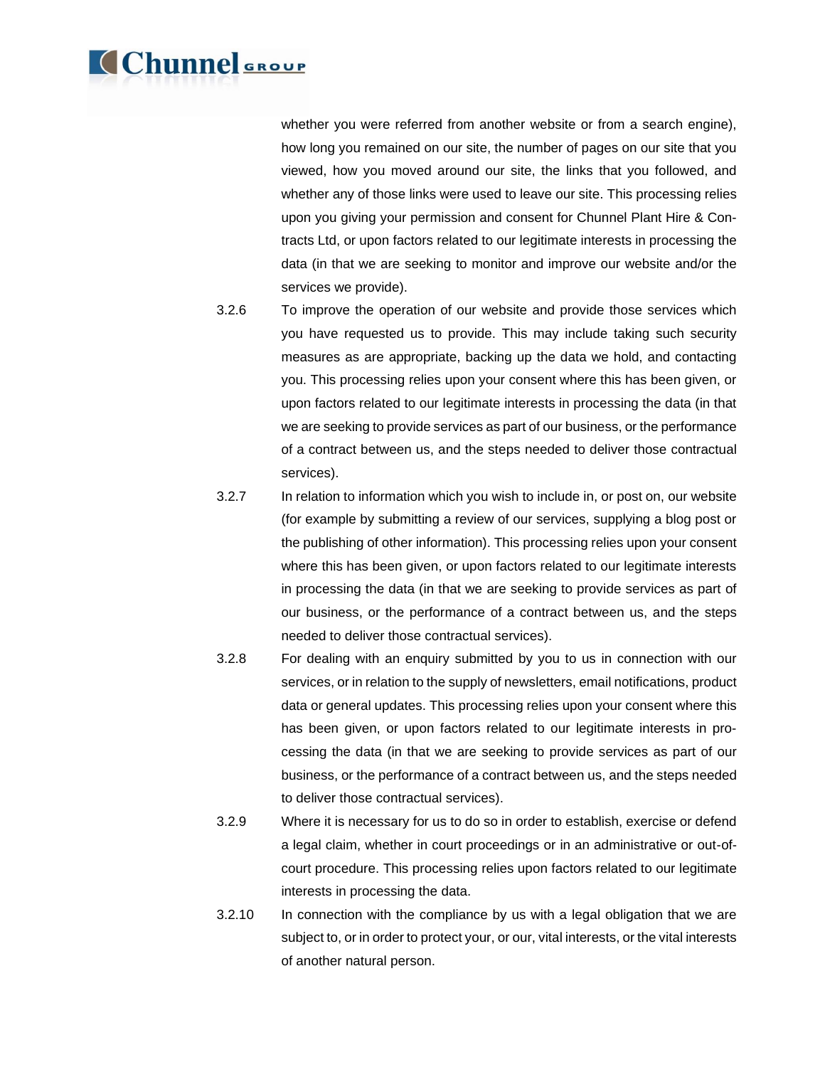whether you were referred from another website or from a search engine), how long you remained on our site, the number of pages on our site that you viewed, how you moved around our site, the links that you followed, and whether any of those links were used to leave our site. This processing relies upon you giving your permission and consent for Chunnel Plant Hire & Contracts Ltd, or upon factors related to our legitimate interests in processing the data (in that we are seeking to monitor and improve our website and/or the services we provide).

3.2.6 To improve the operation of our website and provide those services which you have requested us to provide. This may include taking such security measures as are appropriate, backing up the data we hold, and contacting you. This processing relies upon your consent where this has been given, or upon factors related to our legitimate interests in processing the data (in that we are seeking to provide services as part of our business, or the performance of a contract between us, and the steps needed to deliver those contractual services).

3.2.7 In relation to information which you wish to include in, or post on, our website (for example by submitting a review of our services, supplying a blog post or the publishing of other information). This processing relies upon your consent where this has been given, or upon factors related to our legitimate interests in processing the data (in that we are seeking to provide services as part of our business, or the performance of a contract between us, and the steps needed to deliver those contractual services).

3.2.8 For dealing with an enquiry submitted by you to us in connection with our services, or in relation to the supply of newsletters, email notifications, product data or general updates. This processing relies upon your consent where this has been given, or upon factors related to our legitimate interests in processing the data (in that we are seeking to provide services as part of our business, or the performance of a contract between us, and the steps needed to deliver those contractual services).

3.2.9 Where it is necessary for us to do so in order to establish, exercise or defend a legal claim, whether in court proceedings or in an administrative or out-of-court procedure. This processing relies upon factors related to our legitimate interests in processing the data.

3.2.10 In connection with the compliance by us with a legal obligation that we are subject to, or in order to protect your, or our, vital interests, or the vital interests of another natural person.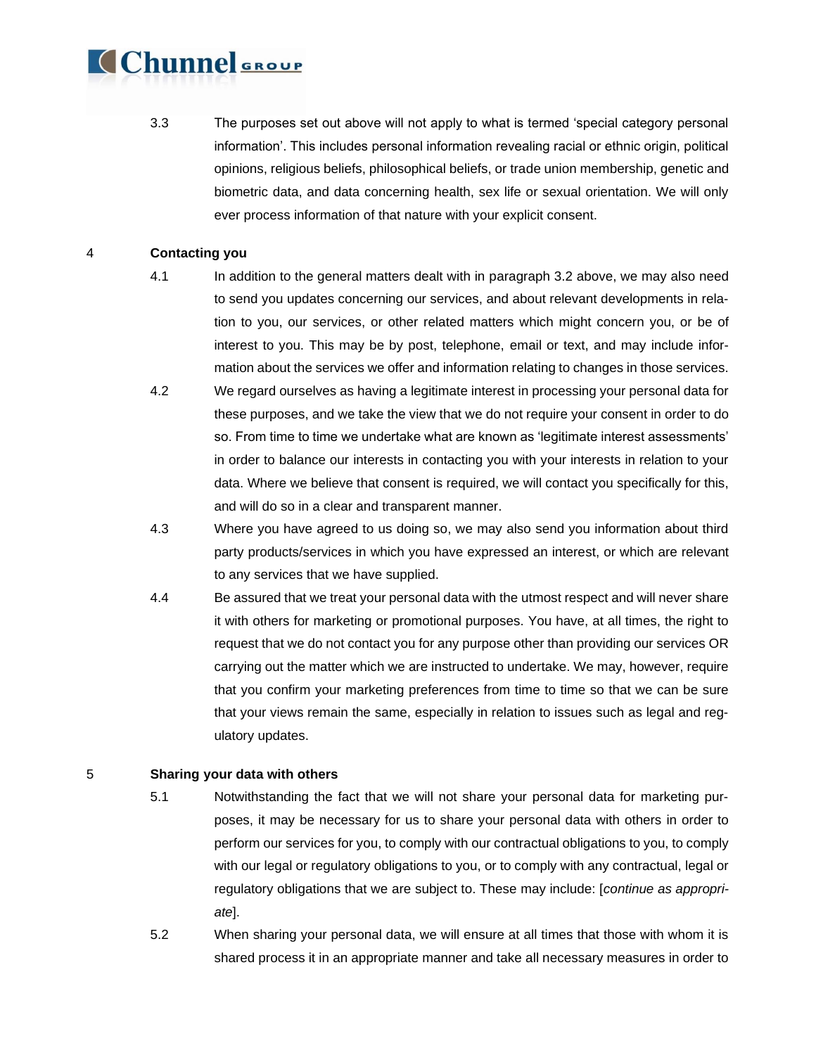3.3 The purposes set out above will not apply to what is termed 'special category personal information'. This includes personal information revealing racial or ethnic origin, political opinions, religious beliefs, philosophical beliefs, or trade union membership, genetic and biometric data, and data concerning health, sex life or sexual orientation. We will only ever process information of that nature with your explicit consent.

## 4 Contacting you

4.1 In addition to the general matters dealt with in paragraph 3.2 above, we may also need to send you updates concerning our services, and about relevant developments in relation to you, our services, or other related matters which might concern you, or be of interest to you. This may be by post, telephone, email or text, and may include information about the services we offer and information relating to changes in those services.

4.2 We regard ourselves as having a legitimate interest in processing your personal data for these purposes, and we take the view that we do not require your consent in order to do so. From time to time we undertake what are known as 'legitimate interest assessments' in order to balance our interests in contacting you with your interests in relation to your data. Where we believe that consent is required, we will contact you specifically for this, and will do so in a clear and transparent manner.

4.3 Where you have agreed to us doing so, we may also send you information about third party products/services in which you have expressed an interest, or which are relevant to any services that we have supplied.

4.4 Be assured that we treat your personal data with the utmost respect and will never share it with others for marketing or promotional purposes. You have, at all times, the right to request that we do not contact you for any purpose other than providing our services OR carrying out the matter which we are instructed to undertake. We may, however, require that you confirm your marketing preferences from time to time so that we can be sure that your views remain the same, especially in relation to issues such as legal and regulatory updates.

## 5 Sharing your data with others

5.1 Notwithstanding the fact that we will not share your personal data for marketing purposes, it may be necessary for us to share your personal data with others in order to perform our services for you, to comply with our contractual obligations to you, to comply with our legal or regulatory obligations to you, or to comply with any contractual, legal or regulatory obligations that we are subject to. These may include: [*continue as appropriate*].

5.2 When sharing your personal data, we will ensure at all times that those with whom it is shared process it in an appropriate manner and take all necessary measures in order to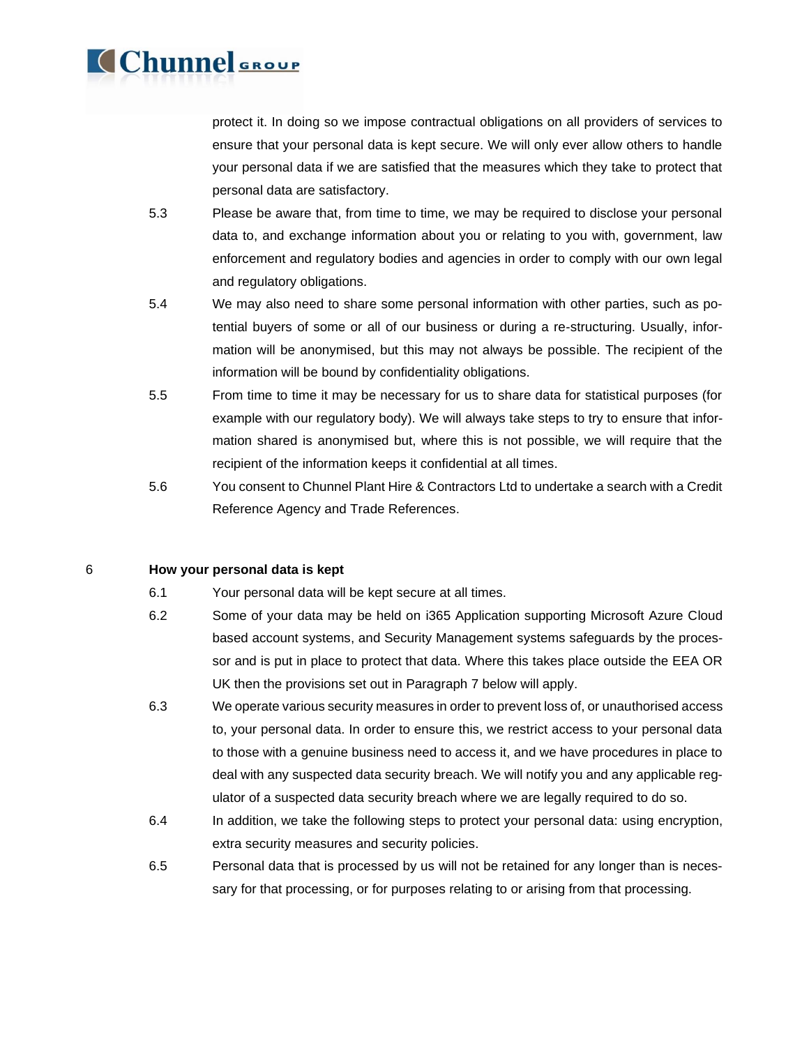protect it. In doing so we impose contractual obligations on all providers of services to ensure that your personal data is kept secure. We will only ever allow others to handle your personal data if we are satisfied that the measures which they take to protect that personal data are satisfactory.

5.3 Please be aware that, from time to time, we may be required to disclose your personal data to, and exchange information about you or relating to you with, government, law enforcement and regulatory bodies and agencies in order to comply with our own legal and regulatory obligations.

5.4 We may also need to share some personal information with other parties, such as potential buyers of some or all of our business or during a re-structuring. Usually, information will be anonymised, but this may not always be possible. The recipient of the information will be bound by confidentiality obligations.

5.5 From time to time it may be necessary for us to share data for statistical purposes (for example with our regulatory body). We will always take steps to try to ensure that information shared is anonymised but, where this is not possible, we will require that the recipient of the information keeps it confidential at all times.

5.6 You consent to Chunnel Plant Hire & Contractors Ltd to undertake a search with a Credit Reference Agency and Trade References.

## 6 How your personal data is kept

6.1 Your personal data will be kept secure at all times.

6.2 Some of your data may be held on i365 Application supporting Microsoft Azure Cloud based account systems, and Security Management systems safeguards by the processor and is put in place to protect that data. Where this takes place outside the EEA OR UK then the provisions set out in Paragraph 7 below will apply.

6.3 We operate various security measures in order to prevent loss of, or unauthorised access to, your personal data. In order to ensure this, we restrict access to your personal data to those with a genuine business need to access it, and we have procedures in place to deal with any suspected data security breach. We will notify you and any applicable regulator of a suspected data security breach where we are legally required to do so.

6.4 In addition, we take the following steps to protect your personal data: using encryption, extra security measures and security policies.

6.5 Personal data that is processed by us will not be retained for any longer than is necessary for that processing, or for purposes relating to or arising from that processing.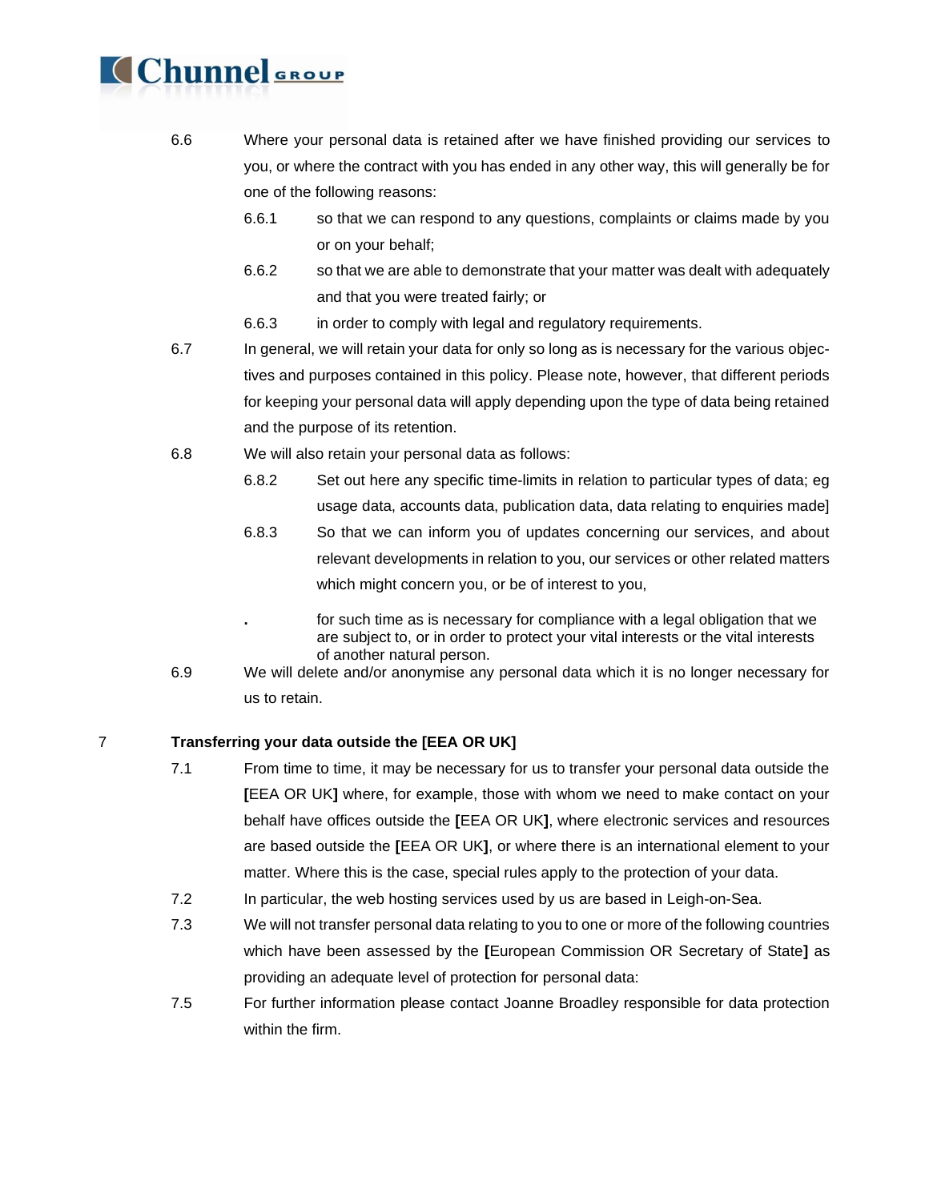6.6 Where your personal data is retained after we have finished providing our services to you, or where the contract with you has ended in any other way, this will generally be for one of the following reasons:

6.6.1 so that we can respond to any questions, complaints or claims made by you or on your behalf;

6.6.2 so that we are able to demonstrate that your matter was dealt with adequately and that you were treated fairly; or

6.6.3 in order to comply with legal and regulatory requirements.

6.7 In general, we will retain your data for only so long as is necessary for the various objectives and purposes contained in this policy. Please note, however, that different periods for keeping your personal data will apply depending upon the type of data being retained and the purpose of its retention.

6.8 We will also retain your personal data as follows:

6.8.2 Set out here any specific time-limits in relation to particular types of data; eg usage data, accounts data, publication data, data relating to enquiries made]

6.8.3 So that we can inform you of updates concerning our services, and about relevant developments in relation to you, our services or other related matters which might concern you, or be of interest to you,

. for such time as is necessary for compliance with a legal obligation that we are subject to, or in order to protect your vital interests or the vital interests of another natural person.

6.9 We will delete and/or anonymise any personal data which it is no longer necessary for us to retain.

## 7 Transferring your data outside the [EEA OR UK]

7.1 From time to time, it may be necessary for us to transfer your personal data outside the **[**EEA OR UK**]** where, for example, those with whom we need to make contact on your behalf have offices outside the **[**EEA OR UK**]**, where electronic services and resources are based outside the **[**EEA OR UK**]**, or where there is an international element to your matter. Where this is the case, special rules apply to the protection of your data.

7.2 In particular, the web hosting services used by us are based in Leigh-on-Sea.

7.3 We will not transfer personal data relating to you to one or more of the following countries which have been assessed by the **[**European Commission OR Secretary of State**]** as providing an adequate level of protection for personal data:

7.5 For further information please contact Joanne Broadley responsible for data protection within the firm.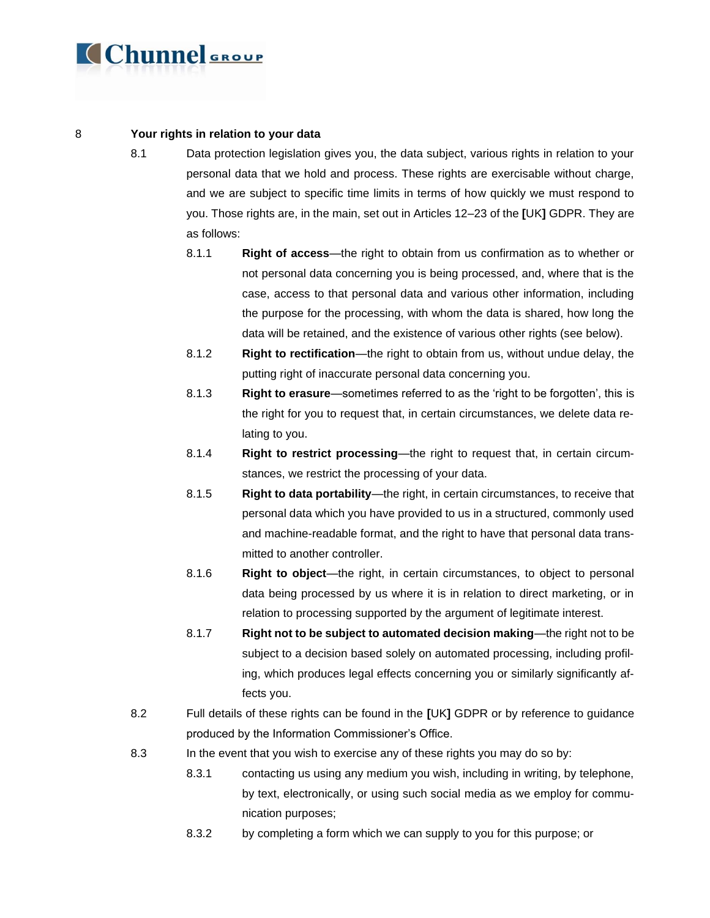## 8 Your rights in relation to your data

8.1 Data protection legislation gives you, the data subject, various rights in relation to your personal data that we hold and process. These rights are exercisable without charge, and we are subject to specific time limits in terms of how quickly we must respond to you. Those rights are, in the main, set out in Articles 12–23 of the **[**UK**]** GDPR. They are as follows:

8.1.1 **Right of access**—the right to obtain from us confirmation as to whether or not personal data concerning you is being processed, and, where that is the case, access to that personal data and various other information, including the purpose for the processing, with whom the data is shared, how long the data will be retained, and the existence of various other rights (see below).

8.1.2 **Right to rectification**—the right to obtain from us, without undue delay, the putting right of inaccurate personal data concerning you.

8.1.3 **Right to erasure**—sometimes referred to as the 'right to be forgotten', this is the right for you to request that, in certain circumstances, we delete data relating to you.

8.1.4 **Right to restrict processing**—the right to request that, in certain circumstances, we restrict the processing of your data.

8.1.5 **Right to data portability**—the right, in certain circumstances, to receive that personal data which you have provided to us in a structured, commonly used and machine-readable format, and the right to have that personal data transmitted to another controller.

8.1.6 **Right to object**—the right, in certain circumstances, to object to personal data being processed by us where it is in relation to direct marketing, or in relation to processing supported by the argument of legitimate interest.

8.1.7 **Right not to be subject to automated decision making**—the right not to be subject to a decision based solely on automated processing, including profiling, which produces legal effects concerning you or similarly significantly affects you.

8.2 Full details of these rights can be found in the **[**UK**]** GDPR or by reference to guidance produced by the Information Commissioner's Office.

8.3 In the event that you wish to exercise any of these rights you may do so by:

8.3.1 contacting us using any medium you wish, including in writing, by telephone, by text, electronically, or using such social media as we employ for communication purposes;

8.3.2 by completing a form which we can supply to you for this purpose; or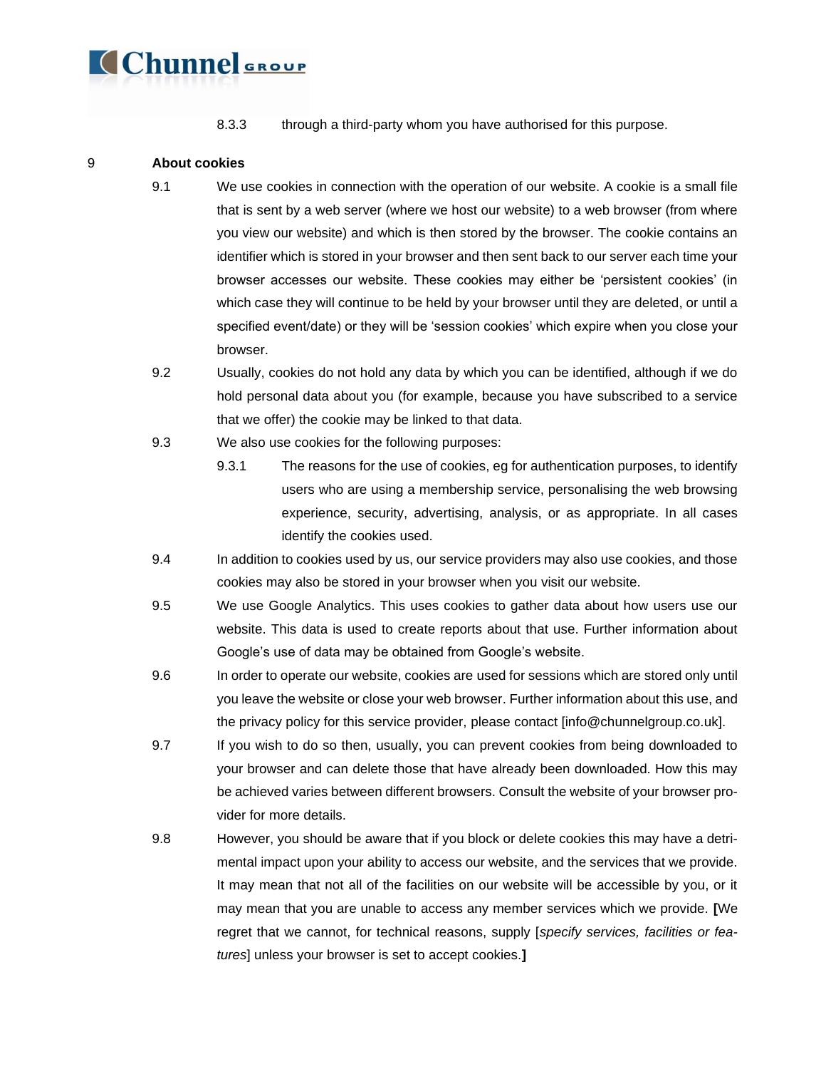8.3.3 through a third-party whom you have authorised for this purpose.

## 9 About cookies

9.1 We use cookies in connection with the operation of our website. A cookie is a small file that is sent by a web server (where we host our website) to a web browser (from where you view our website) and which is then stored by the browser. The cookie contains an identifier which is stored in your browser and then sent back to our server each time your browser accesses our website. These cookies may either be 'persistent cookies' (in which case they will continue to be held by your browser until they are deleted, or until a specified event/date) or they will be 'session cookies' which expire when you close your browser.

9.2 Usually, cookies do not hold any data by which you can be identified, although if we do hold personal data about you (for example, because you have subscribed to a service that we offer) the cookie may be linked to that data.

9.3 We also use cookies for the following purposes:

9.3.1 The reasons for the use of cookies, eg for authentication purposes, to identify users who are using a membership service, personalising the web browsing experience, security, advertising, analysis, or as appropriate. In all cases identify the cookies used.

9.4 In addition to cookies used by us, our service providers may also use cookies, and those cookies may also be stored in your browser when you visit our website.

9.5 We use Google Analytics. This uses cookies to gather data about how users use our website. This data is used to create reports about that use. Further information about Google's use of data may be obtained from Google's website.

9.6 In order to operate our website, cookies are used for sessions which are stored only until you leave the website or close your web browser. Further information about this use, and the privacy policy for this service provider, please contact [info@chunnelgroup.co.uk].

9.7 If you wish to do so then, usually, you can prevent cookies from being downloaded to your browser and can delete those that have already been downloaded. How this may be achieved varies between different browsers. Consult the website of your browser provider for more details.

9.8 However, you should be aware that if you block or delete cookies this may have a detrimental impact upon your ability to access our website, and the services that we provide. It may mean that not all of the facilities on our website will be accessible by you, or it may mean that you are unable to access any member services which we provide. **[**We regret that we cannot, for technical reasons, supply [*specify services, facilities or features*] unless your browser is set to accept cookies.**]**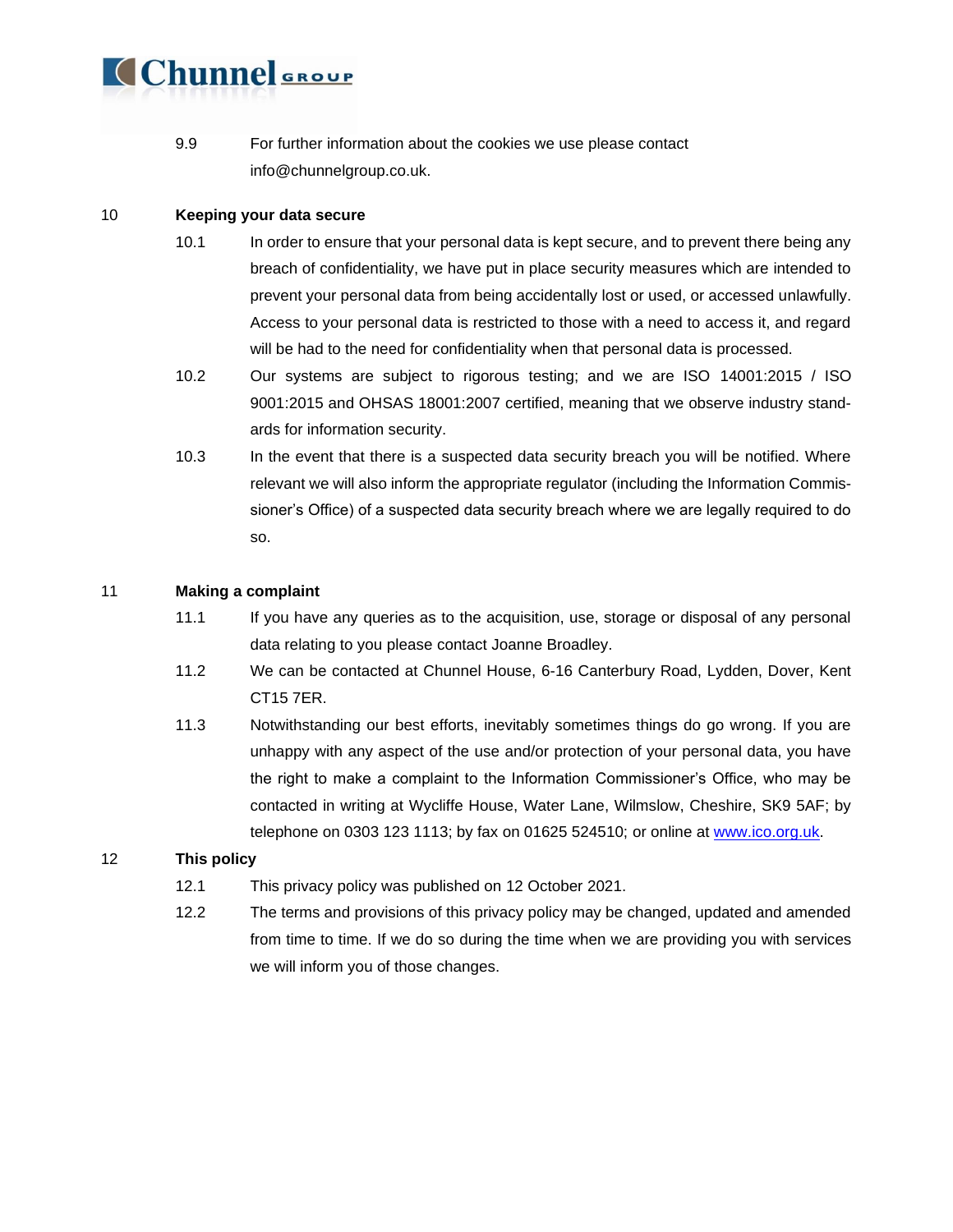9.9 For further information about the cookies we use please contact info@chunnelgroup.co.uk.

## 10 Keeping your data secure

10.1 In order to ensure that your personal data is kept secure, and to prevent there being any breach of confidentiality, we have put in place security measures which are intended to prevent your personal data from being accidentally lost or used, or accessed unlawfully. Access to your personal data is restricted to those with a need to access it, and regard will be had to the need for confidentiality when that personal data is processed.

10.2 Our systems are subject to rigorous testing; and we are ISO 14001:2015 / ISO 9001:2015 and OHSAS 18001:2007 certified, meaning that we observe industry standards for information security.

10.3 In the event that there is a suspected data security breach you will be notified. Where relevant we will also inform the appropriate regulator (including the Information Commissioner's Office) of a suspected data security breach where we are legally required to do so.

## 11 Making a complaint

11.1 If you have any queries as to the acquisition, use, storage or disposal of any personal data relating to you please contact Joanne Broadley.

11.2 We can be contacted at Chunnel House, 6-16 Canterbury Road, Lydden, Dover, Kent CT15 7ER.

11.3 Notwithstanding our best efforts, inevitably sometimes things do go wrong. If you are unhappy with any aspect of the use and/or protection of your personal data, you have the right to make a complaint to the Information Commissioner's Office, who may be contacted in writing at Wycliffe House, Water Lane, Wilmslow, Cheshire, SK9 5AF; by telephone on 0303 123 1113; by fax on 01625 524510; or online at www.ico.org.uk.

## 12 This policy

12.1 This privacy policy was published on 12 October 2021.

12.2 The terms and provisions of this privacy policy may be changed, updated and amended from time to time. If we do so during the time when we are providing you with services we will inform you of those changes.